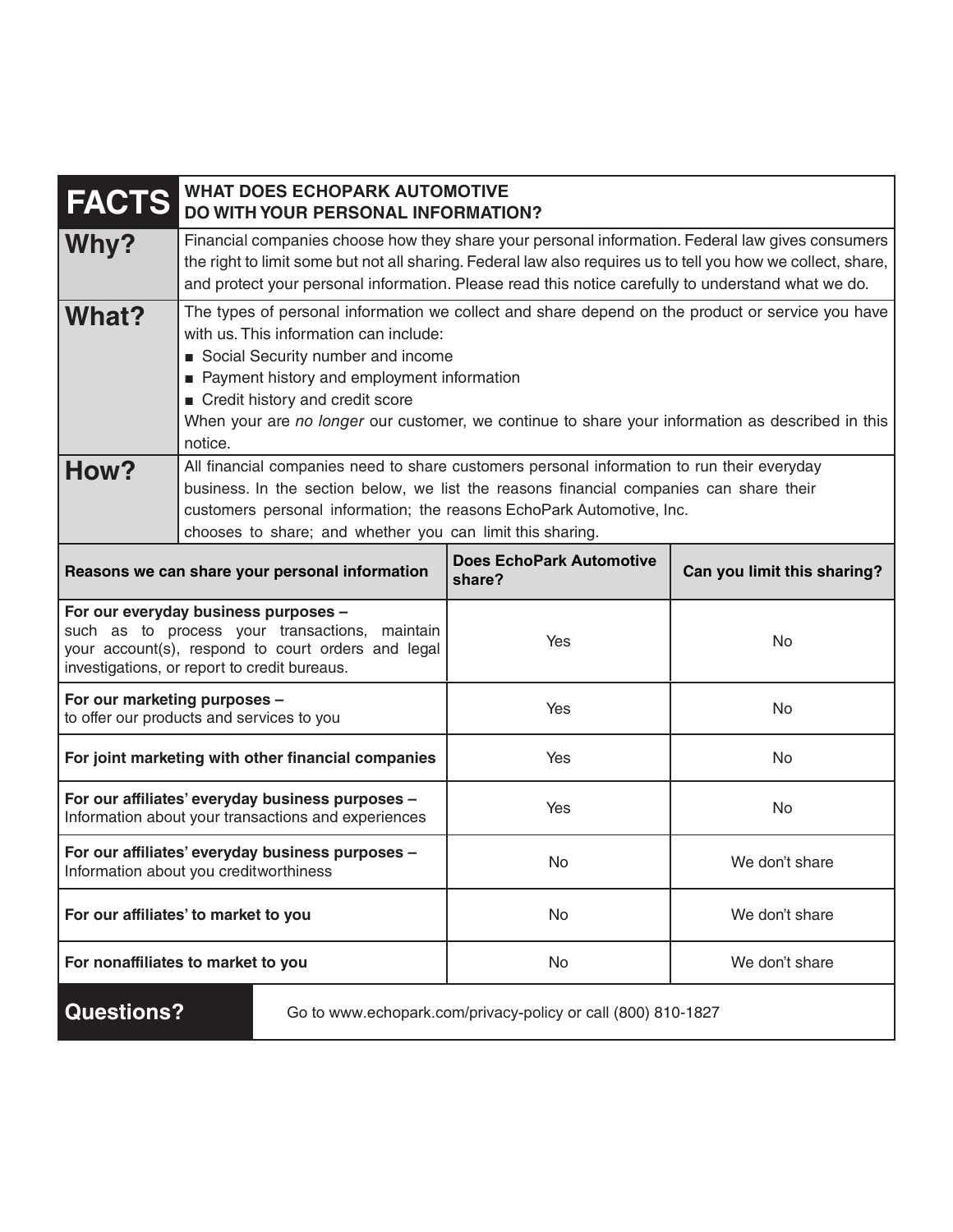| FACTS | WHAT DOES ECHOPARK AUTOMOTIVE DO WITH YOUR PERSONAL INFORMATION? |
|---|---|
| **Why?** | Financial companies choose how they share your personal information. Federal law gives consumers the right to limit some but not all sharing. Federal law also requires us to tell you how we collect, share, and protect your personal information. Please read this notice carefully to understand what we do. |
| **What?** | The types of personal information we collect and share depend on the product or service you have with us. This information can include:<br>■ Social Security number and income<br>■ Payment history and employment information<br>■ Credit history and credit score<br>When your are *no longer* our customer, we continue to share your information as described in this notice. |
| **How?** | All financial companies need to share customers personal information to run their everyday business. In the section below, we list the reasons financial companies can share their customers personal information; the reasons EchoPark Automotive, Inc. chooses to share; and whether you can limit this sharing. |

| Reasons we can share your personal information | Does EchoPark Automotive share? | Can you limit this sharing? |
|---|---|---|
| **For our everyday business purposes –** such as to process your transactions, maintain your account(s), respond to court orders and legal investigations, or report to credit bureaus. | Yes | No |
| **For our marketing purposes –** to offer our products and services to you | Yes | No |
| **For joint marketing with other financial companies** | Yes | No |
| **For our affiliates' everyday business purposes –** Information about your transactions and experiences | Yes | No |
| **For our affiliates' everyday business purposes –** Information about you creditworthiness | No | We don't share |
| **For our affiliates' to market to you** | No | We don't share |
| **For nonaffiliates to market to you** | No | We don't share |

| Questions? | Go to www.echopark.com/privacy-policy or call (800) 810-1827 |
|---|---|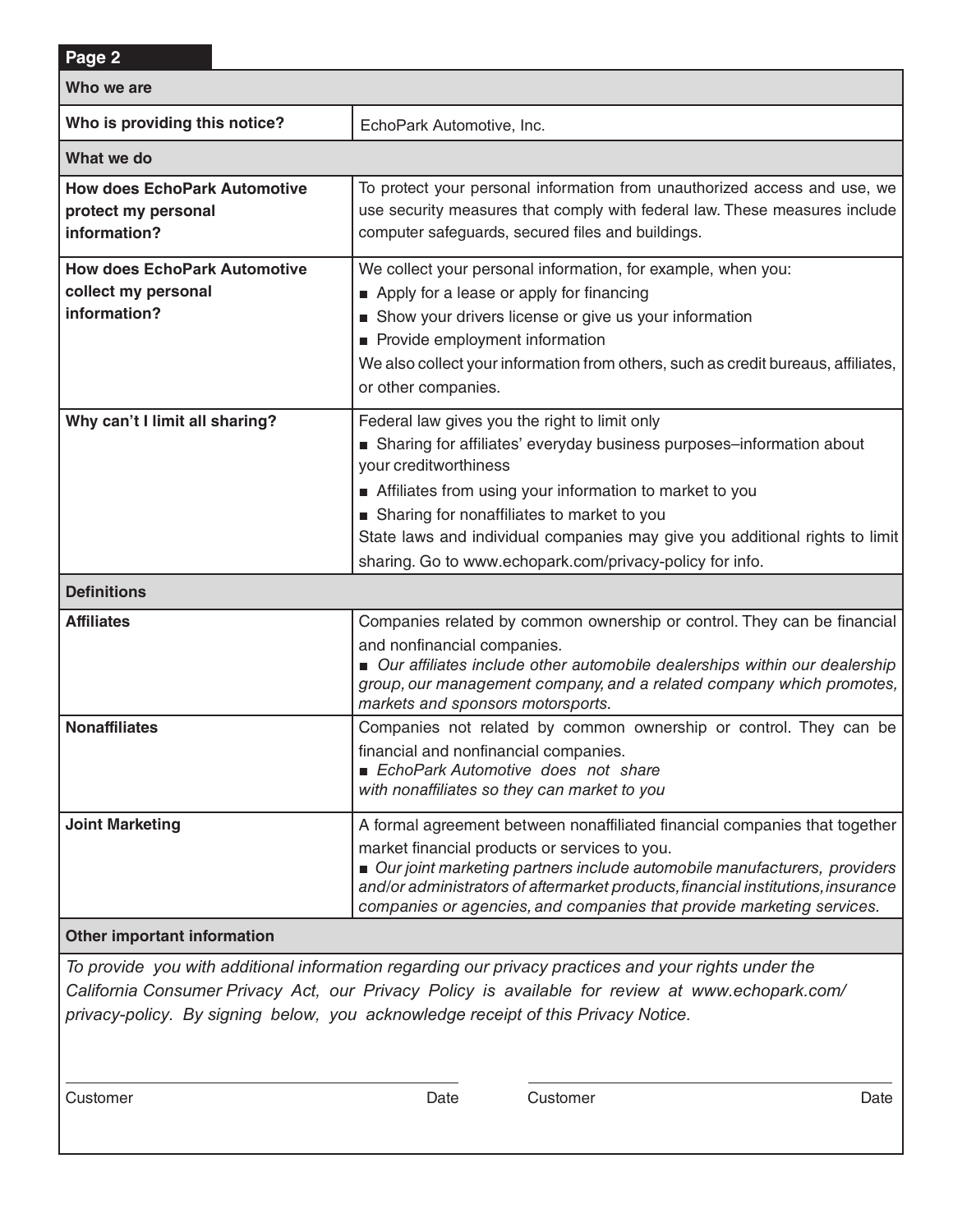**Page 2**

| Who we are | |
|---|---|
| **Who is providing this notice?** | EchoPark Automotive, Inc. |
| **What we do** | |
| **How does EchoPark Automotive protect my personal information?** | To protect your personal information from unauthorized access and use, we use security measures that comply with federal law. These measures include computer safeguards, secured files and buildings. |
| **How does EchoPark Automotive collect my personal information?** | We collect your personal information, for example, when you:<br>■ Apply for a lease or apply for financing<br>■ Show your drivers license or give us your information<br>■ Provide employment information<br>We also collect your information from others, such as credit bureaus, affiliates, or other companies. |
| **Why can't I limit all sharing?** | Federal law gives you the right to limit only<br>■ Sharing for affiliates' everyday business purposes–information about your creditworthiness<br>■ Affiliates from using your information to market to you<br>■ Sharing for nonaffiliates to market to you<br>State laws and individual companies may give you additional rights to limit sharing. Go to www.echopark.com/privacy-policy for info. |
| **Definitions** | |
| **Affiliates** | Companies related by common ownership or control. They can be financial and nonfinancial companies.<br>■ *Our affiliates include other automobile dealerships within our dealership group, our management company, and a related company which promotes, markets and sponsors motorsports.* |
| **Nonaffiliates** | Companies not related by common ownership or control. They can be financial and nonfinancial companies.<br>■ *EchoPark Automotive does not share with nonaffiliates so they can market to you* |
| **Joint Marketing** | A formal agreement between nonaffiliated financial companies that together market financial products or services to you.<br>■ *Our joint marketing partners include automobile manufacturers, providers and/or administrators of aftermarket products, financial institutions, insurance companies or agencies, and companies that provide marketing services.* |

**Other important information**

*To provide you with additional information regarding our privacy practices and your rights under the California Consumer Privacy Act, our Privacy Policy is available for review at www.echopark.com/privacy-policy. By signing below, you acknowledge receipt of this Privacy Notice.*

Customer ____________________ Date ______   Customer ____________________ Date ______